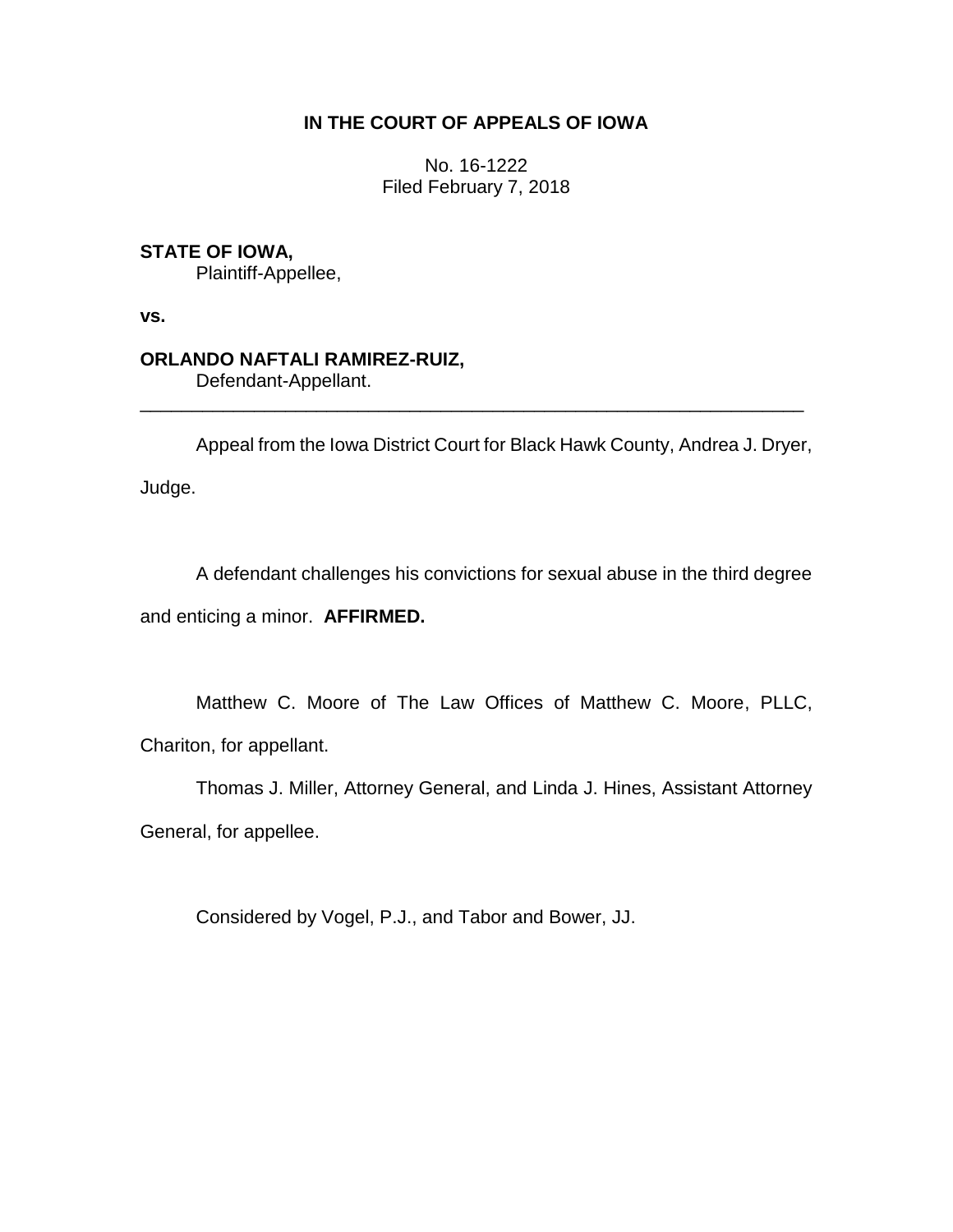**IN THE COURT OF APPEALS OF IOWA**

No. 16-1222
Filed February 7, 2018

**STATE OF IOWA,**
Plaintiff-Appellee,

**vs.**

**ORLANDO NAFTALI RAMIREZ-RUIZ,**
Defendant-Appellant.

---

Appeal from the Iowa District Court for Black Hawk County, Andrea J. Dryer, Judge.

A defendant challenges his convictions for sexual abuse in the third degree and enticing a minor. **AFFIRMED.**

Matthew C. Moore of The Law Offices of Matthew C. Moore, PLLC, Chariton, for appellant.

Thomas J. Miller, Attorney General, and Linda J. Hines, Assistant Attorney General, for appellee.

Considered by Vogel, P.J., and Tabor and Bower, JJ.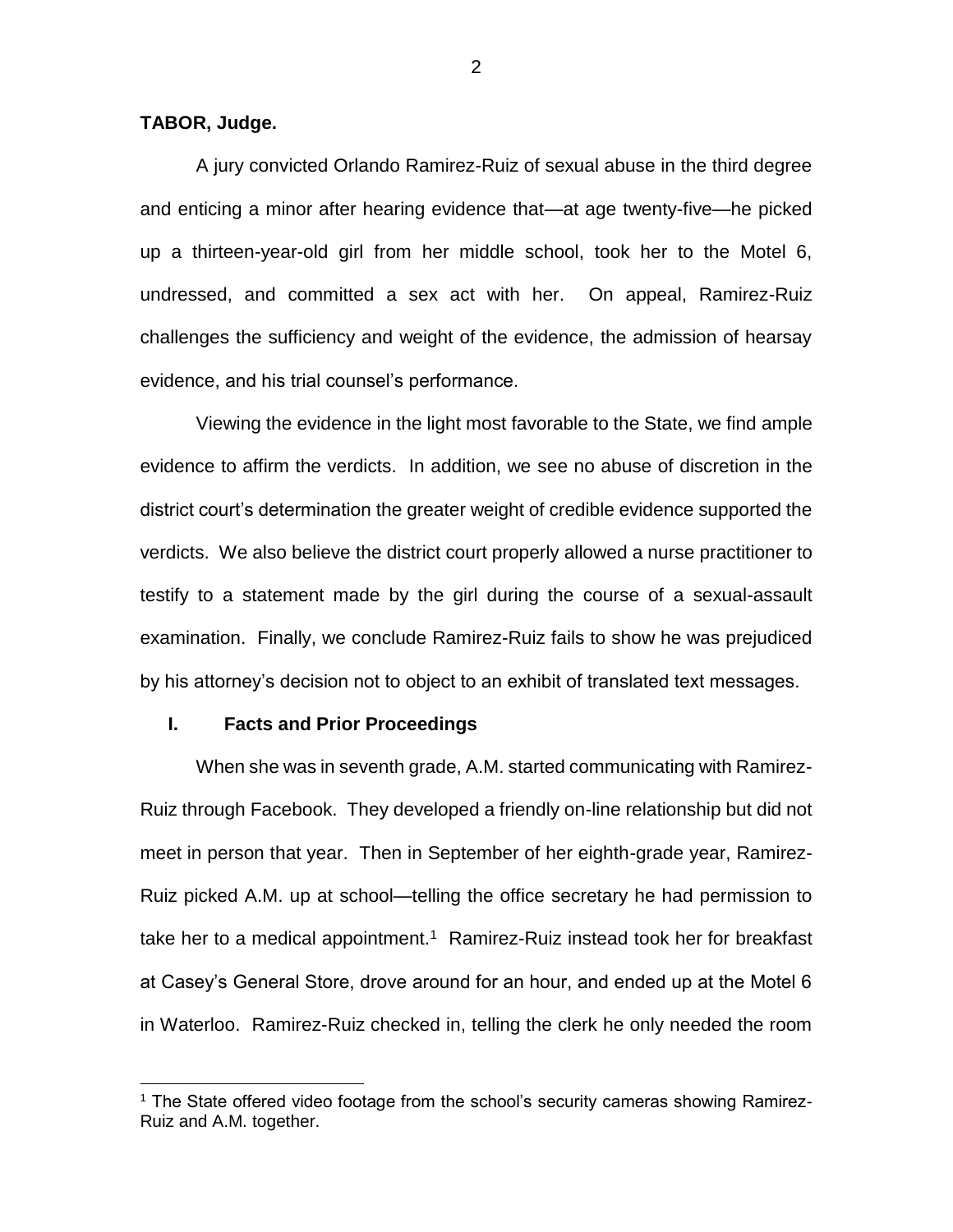**TABOR, Judge.**

A jury convicted Orlando Ramirez-Ruiz of sexual abuse in the third degree and enticing a minor after hearing evidence that—at age twenty-five—he picked up a thirteen-year-old girl from her middle school, took her to the Motel 6, undressed, and committed a sex act with her. On appeal, Ramirez-Ruiz challenges the sufficiency and weight of the evidence, the admission of hearsay evidence, and his trial counsel's performance.

Viewing the evidence in the light most favorable to the State, we find ample evidence to affirm the verdicts. In addition, we see no abuse of discretion in the district court's determination the greater weight of credible evidence supported the verdicts. We also believe the district court properly allowed a nurse practitioner to testify to a statement made by the girl during the course of a sexual-assault examination. Finally, we conclude Ramirez-Ruiz fails to show he was prejudiced by his attorney's decision not to object to an exhibit of translated text messages.

## I. Facts and Prior Proceedings

When she was in seventh grade, A.M. started communicating with Ramirez-Ruiz through Facebook. They developed a friendly on-line relationship but did not meet in person that year. Then in September of her eighth-grade year, Ramirez-Ruiz picked A.M. up at school—telling the office secretary he had permission to take her to a medical appointment.[1] Ramirez-Ruiz instead took her for breakfast at Casey's General Store, drove around for an hour, and ended up at the Motel 6 in Waterloo. Ramirez-Ruiz checked in, telling the clerk he only needed the room

---

[1] The State offered video footage from the school's security cameras showing Ramirez-Ruiz and A.M. together.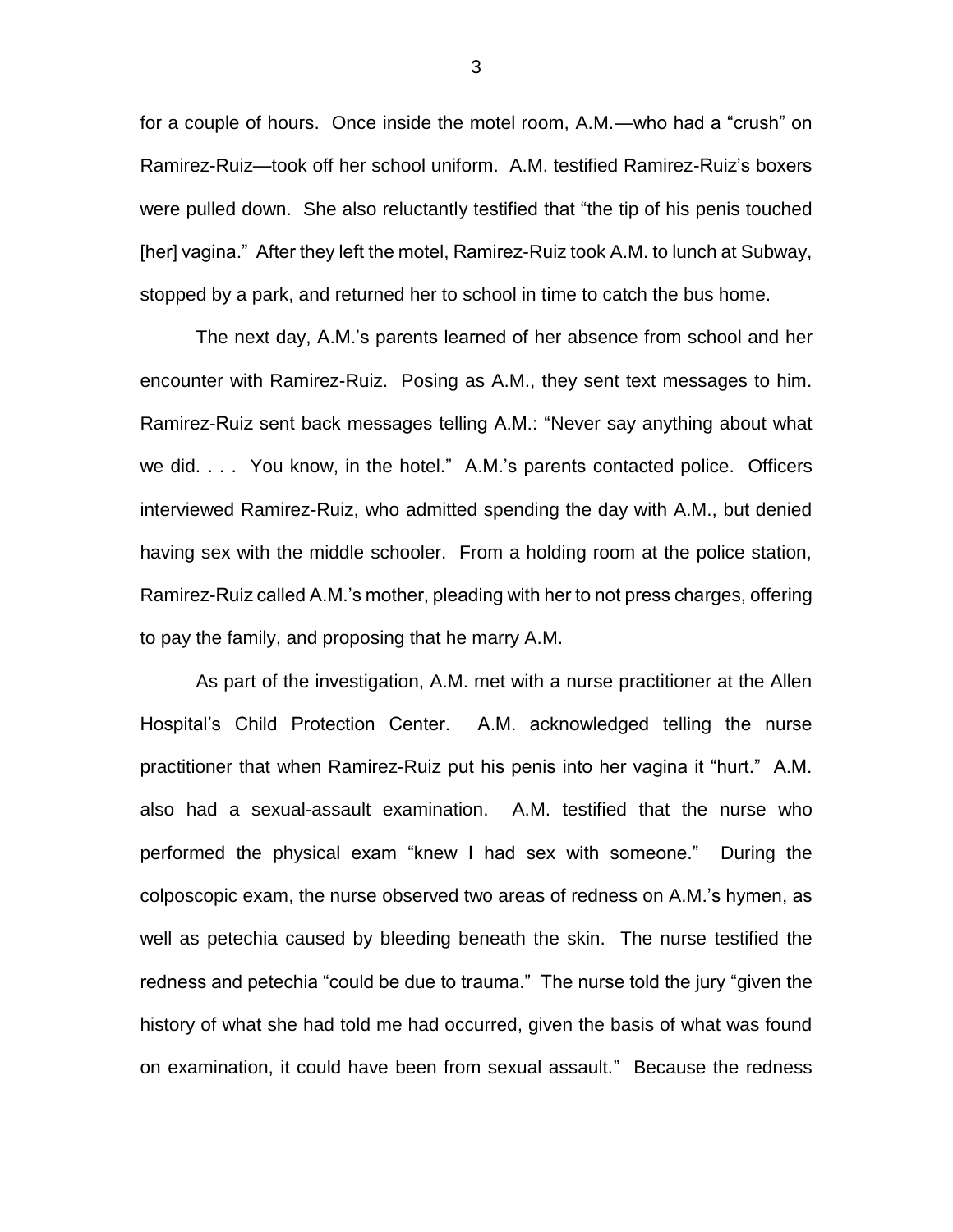for a couple of hours. Once inside the motel room, A.M.—who had a "crush" on Ramirez-Ruiz—took off her school uniform. A.M. testified Ramirez-Ruiz's boxers were pulled down. She also reluctantly testified that "the tip of his penis touched [her] vagina." After they left the motel, Ramirez-Ruiz took A.M. to lunch at Subway, stopped by a park, and returned her to school in time to catch the bus home.

The next day, A.M.'s parents learned of her absence from school and her encounter with Ramirez-Ruiz. Posing as A.M., they sent text messages to him. Ramirez-Ruiz sent back messages telling A.M.: "Never say anything about what we did. . . . You know, in the hotel." A.M.'s parents contacted police. Officers interviewed Ramirez-Ruiz, who admitted spending the day with A.M., but denied having sex with the middle schooler. From a holding room at the police station, Ramirez-Ruiz called A.M.'s mother, pleading with her to not press charges, offering to pay the family, and proposing that he marry A.M.

As part of the investigation, A.M. met with a nurse practitioner at the Allen Hospital's Child Protection Center. A.M. acknowledged telling the nurse practitioner that when Ramirez-Ruiz put his penis into her vagina it "hurt." A.M. also had a sexual-assault examination. A.M. testified that the nurse who performed the physical exam "knew I had sex with someone." During the colposcopic exam, the nurse observed two areas of redness on A.M.'s hymen, as well as petechia caused by bleeding beneath the skin. The nurse testified the redness and petechia "could be due to trauma." The nurse told the jury "given the history of what she had told me had occurred, given the basis of what was found on examination, it could have been from sexual assault." Because the redness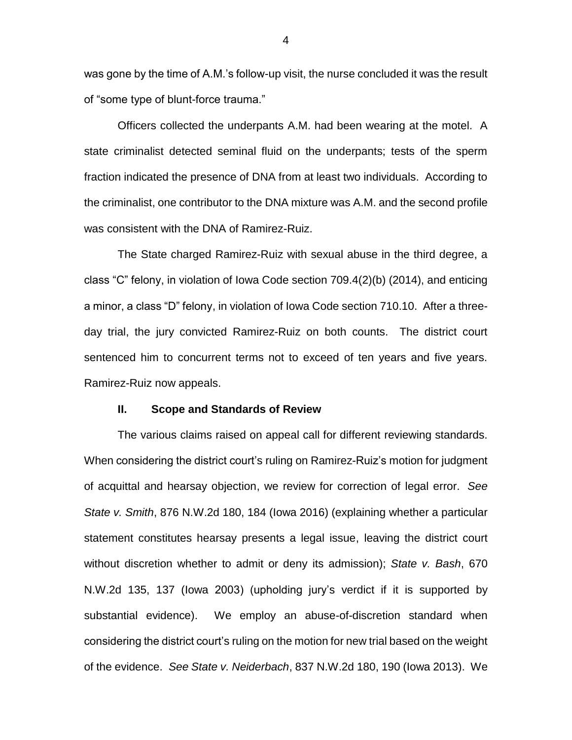was gone by the time of A.M.'s follow-up visit, the nurse concluded it was the result of "some type of blunt-force trauma."

Officers collected the underpants A.M. had been wearing at the motel. A state criminalist detected seminal fluid on the underpants; tests of the sperm fraction indicated the presence of DNA from at least two individuals. According to the criminalist, one contributor to the DNA mixture was A.M. and the second profile was consistent with the DNA of Ramirez-Ruiz.

The State charged Ramirez-Ruiz with sexual abuse in the third degree, a class "C" felony, in violation of Iowa Code section 709.4(2)(b) (2014), and enticing a minor, a class "D" felony, in violation of Iowa Code section 710.10. After a three-day trial, the jury convicted Ramirez-Ruiz on both counts. The district court sentenced him to concurrent terms not to exceed of ten years and five years. Ramirez-Ruiz now appeals.

## II. Scope and Standards of Review

The various claims raised on appeal call for different reviewing standards. When considering the district court's ruling on Ramirez-Ruiz's motion for judgment of acquittal and hearsay objection, we review for correction of legal error. *See State v. Smith*, 876 N.W.2d 180, 184 (Iowa 2016) (explaining whether a particular statement constitutes hearsay presents a legal issue, leaving the district court without discretion whether to admit or deny its admission); *State v. Bash*, 670 N.W.2d 135, 137 (Iowa 2003) (upholding jury's verdict if it is supported by substantial evidence). We employ an abuse-of-discretion standard when considering the district court's ruling on the motion for new trial based on the weight of the evidence. *See State v. Neiderbach*, 837 N.W.2d 180, 190 (Iowa 2013). We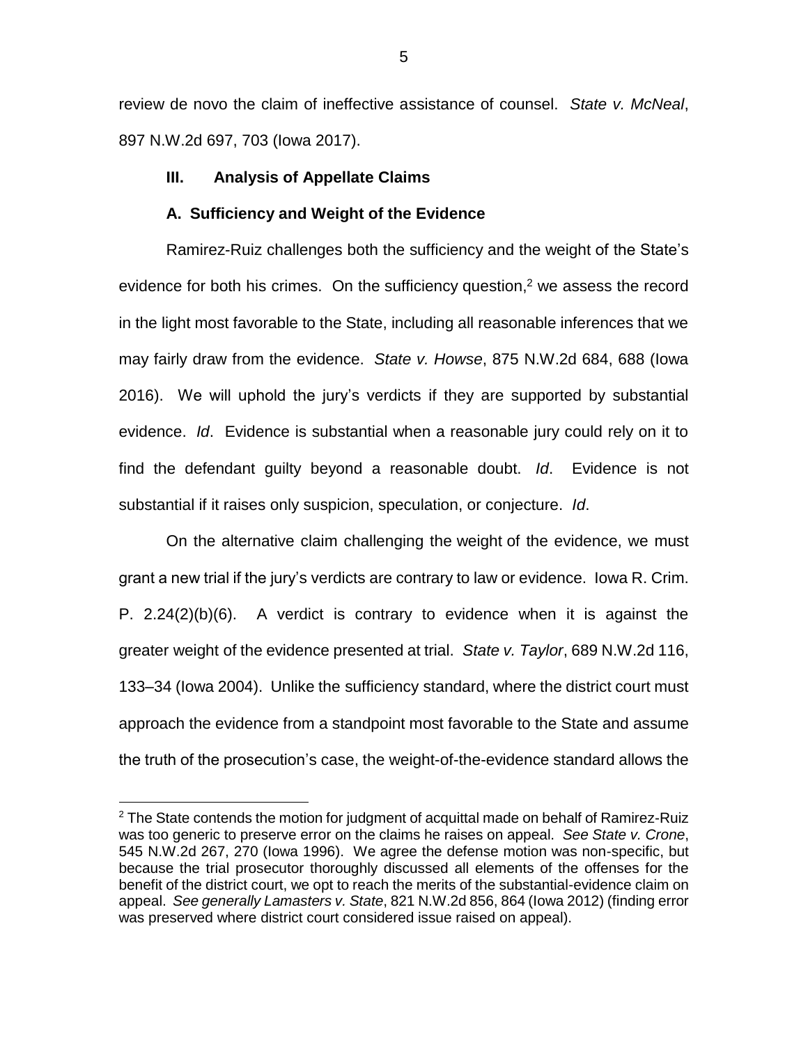review de novo the claim of ineffective assistance of counsel. *State v. McNeal*, 897 N.W.2d 697, 703 (Iowa 2017).

### III. Analysis of Appellate Claims

#### A. Sufficiency and Weight of the Evidence

Ramirez-Ruiz challenges both the sufficiency and the weight of the State's evidence for both his crimes. On the sufficiency question,[2] we assess the record in the light most favorable to the State, including all reasonable inferences that we may fairly draw from the evidence. *State v. Howse*, 875 N.W.2d 684, 688 (Iowa 2016). We will uphold the jury's verdicts if they are supported by substantial evidence. *Id*. Evidence is substantial when a reasonable jury could rely on it to find the defendant guilty beyond a reasonable doubt. *Id*. Evidence is not substantial if it raises only suspicion, speculation, or conjecture. *Id*.

On the alternative claim challenging the weight of the evidence, we must grant a new trial if the jury's verdicts are contrary to law or evidence. Iowa R. Crim. P. 2.24(2)(b)(6). A verdict is contrary to evidence when it is against the greater weight of the evidence presented at trial. *State v. Taylor*, 689 N.W.2d 116, 133–34 (Iowa 2004). Unlike the sufficiency standard, where the district court must approach the evidence from a standpoint most favorable to the State and assume the truth of the prosecution's case, the weight-of-the-evidence standard allows the

---

[2] The State contends the motion for judgment of acquittal made on behalf of Ramirez-Ruiz was too generic to preserve error on the claims he raises on appeal. *See State v. Crone*, 545 N.W.2d 267, 270 (Iowa 1996). We agree the defense motion was non-specific, but because the trial prosecutor thoroughly discussed all elements of the offenses for the benefit of the district court, we opt to reach the merits of the substantial-evidence claim on appeal. *See generally Lamasters v. State*, 821 N.W.2d 856, 864 (Iowa 2012) (finding error was preserved where district court considered issue raised on appeal).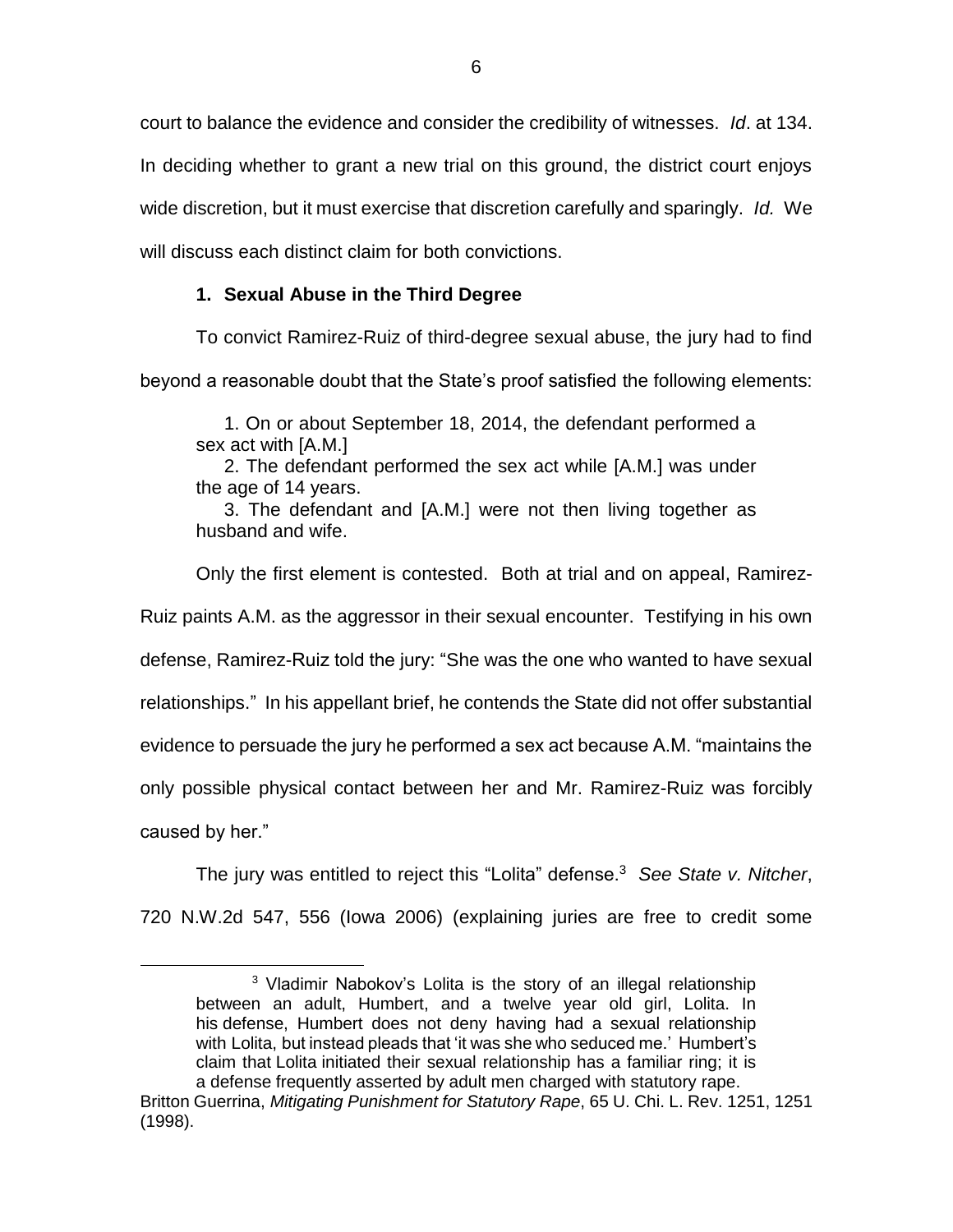court to balance the evidence and consider the credibility of witnesses. *Id*. at 134. In deciding whether to grant a new trial on this ground, the district court enjoys wide discretion, but it must exercise that discretion carefully and sparingly. *Id.* We will discuss each distinct claim for both convictions.

### 1. Sexual Abuse in the Third Degree

To convict Ramirez-Ruiz of third-degree sexual abuse, the jury had to find beyond a reasonable doubt that the State's proof satisfied the following elements:

> 1. On or about September 18, 2014, the defendant performed a sex act with [A.M.]
>
> 2. The defendant performed the sex act while [A.M.] was under the age of 14 years.
>
> 3. The defendant and [A.M.] were not then living together as husband and wife.

Only the first element is contested. Both at trial and on appeal, Ramirez-Ruiz paints A.M. as the aggressor in their sexual encounter. Testifying in his own defense, Ramirez-Ruiz told the jury: "She was the one who wanted to have sexual relationships." In his appellant brief, he contends the State did not offer substantial evidence to persuade the jury he performed a sex act because A.M. "maintains the only possible physical contact between her and Mr. Ramirez-Ruiz was forcibly caused by her."

The jury was entitled to reject this "Lolita" defense.[3] *See State v. Nitcher*, 720 N.W.2d 547, 556 (Iowa 2006) (explaining juries are free to credit some

---

[3]

> Vladimir Nabokov's Lolita is the story of an illegal relationship between an adult, Humbert, and a twelve year old girl, Lolita. In his defense, Humbert does not deny having had a sexual relationship with Lolita, but instead pleads that 'it was she who seduced me.' Humbert's claim that Lolita initiated their sexual relationship has a familiar ring; it is a defense frequently asserted by adult men charged with statutory rape.

Britton Guerrina, *Mitigating Punishment for Statutory Rape*, 65 U. Chi. L. Rev. 1251, 1251 (1998).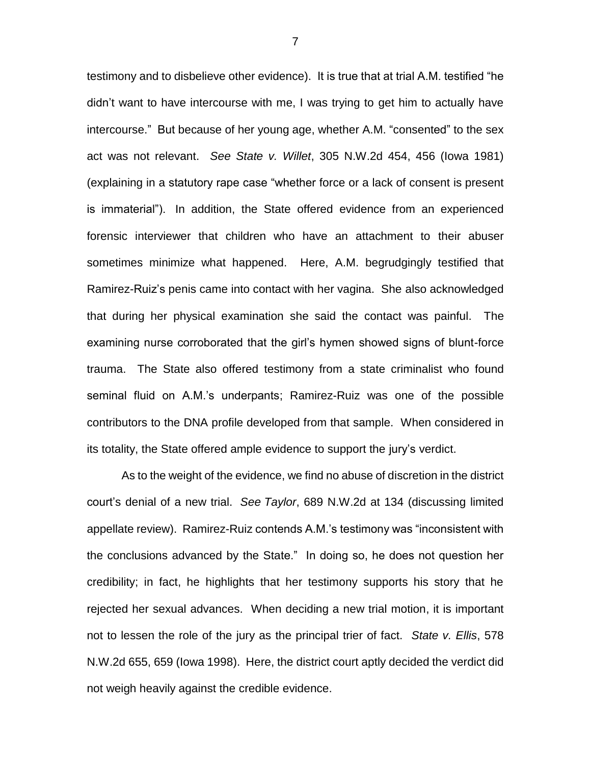testimony and to disbelieve other evidence). It is true that at trial A.M. testified "he didn't want to have intercourse with me, I was trying to get him to actually have intercourse." But because of her young age, whether A.M. "consented" to the sex act was not relevant. *See State v. Willet*, 305 N.W.2d 454, 456 (Iowa 1981) (explaining in a statutory rape case "whether force or a lack of consent is present is immaterial"). In addition, the State offered evidence from an experienced forensic interviewer that children who have an attachment to their abuser sometimes minimize what happened. Here, A.M. begrudgingly testified that Ramirez-Ruiz's penis came into contact with her vagina. She also acknowledged that during her physical examination she said the contact was painful. The examining nurse corroborated that the girl's hymen showed signs of blunt-force trauma. The State also offered testimony from a state criminalist who found seminal fluid on A.M.'s underpants; Ramirez-Ruiz was one of the possible contributors to the DNA profile developed from that sample. When considered in its totality, the State offered ample evidence to support the jury's verdict.

As to the weight of the evidence, we find no abuse of discretion in the district court's denial of a new trial. *See Taylor*, 689 N.W.2d at 134 (discussing limited appellate review). Ramirez-Ruiz contends A.M.'s testimony was "inconsistent with the conclusions advanced by the State." In doing so, he does not question her credibility; in fact, he highlights that her testimony supports his story that he rejected her sexual advances. When deciding a new trial motion, it is important not to lessen the role of the jury as the principal trier of fact. *State v. Ellis*, 578 N.W.2d 655, 659 (Iowa 1998). Here, the district court aptly decided the verdict did not weigh heavily against the credible evidence.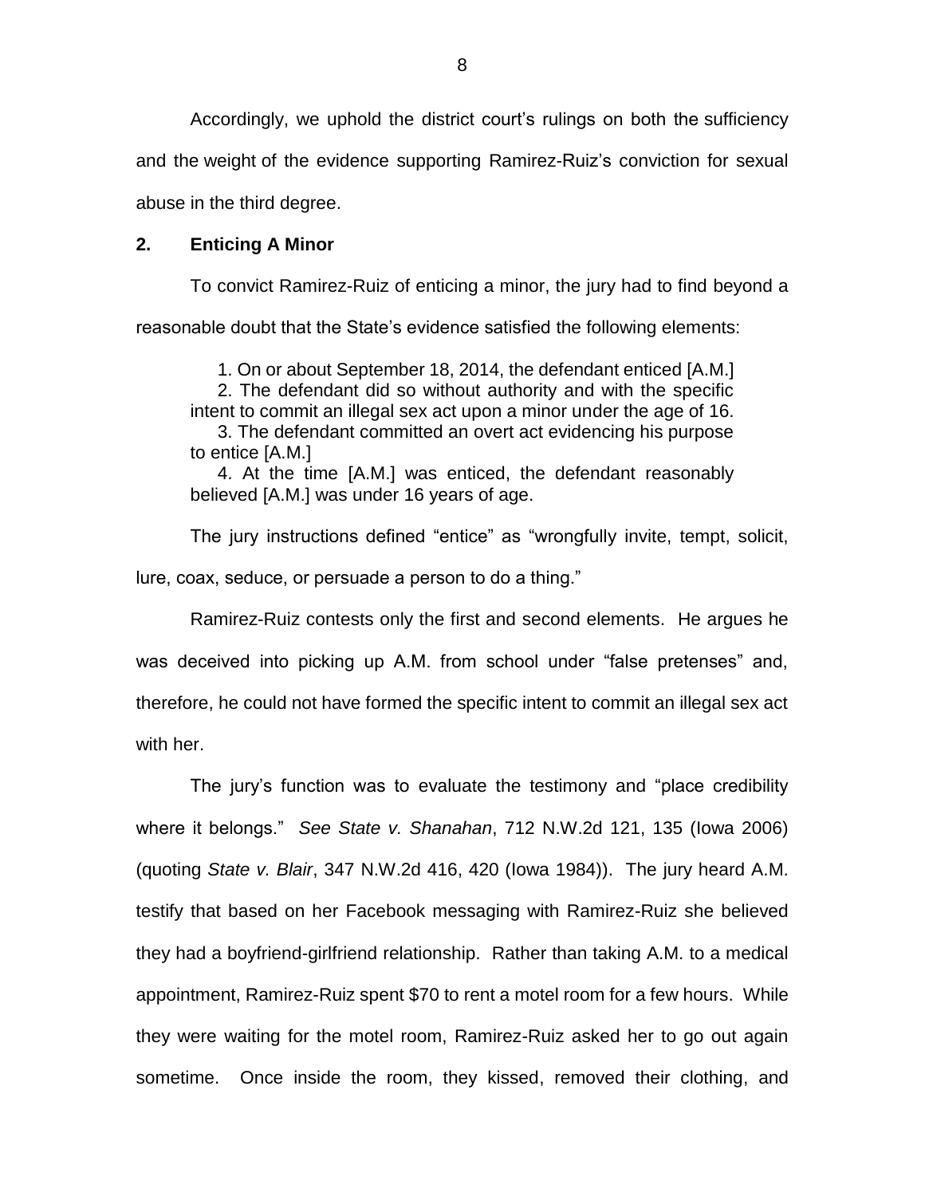Accordingly, we uphold the district court's rulings on both the sufficiency and the weight of the evidence supporting Ramirez-Ruiz's conviction for sexual abuse in the third degree.

**2. Enticing A Minor**

To convict Ramirez-Ruiz of enticing a minor, the jury had to find beyond a reasonable doubt that the State's evidence satisfied the following elements:

> 1. On or about September 18, 2014, the defendant enticed [A.M.]
> 2. The defendant did so without authority and with the specific intent to commit an illegal sex act upon a minor under the age of 16.
> 3. The defendant committed an overt act evidencing his purpose to entice [A.M.]
> 4. At the time [A.M.] was enticed, the defendant reasonably believed [A.M.] was under 16 years of age.

The jury instructions defined "entice" as "wrongfully invite, tempt, solicit, lure, coax, seduce, or persuade a person to do a thing."

Ramirez-Ruiz contests only the first and second elements. He argues he was deceived into picking up A.M. from school under "false pretenses" and, therefore, he could not have formed the specific intent to commit an illegal sex act with her.

The jury's function was to evaluate the testimony and "place credibility where it belongs." *See State v. Shanahan*, 712 N.W.2d 121, 135 (Iowa 2006) (quoting *State v. Blair*, 347 N.W.2d 416, 420 (Iowa 1984)). The jury heard A.M. testify that based on her Facebook messaging with Ramirez-Ruiz she believed they had a boyfriend-girlfriend relationship. Rather than taking A.M. to a medical appointment, Ramirez-Ruiz spent $70 to rent a motel room for a few hours. While they were waiting for the motel room, Ramirez-Ruiz asked her to go out again sometime. Once inside the room, they kissed, removed their clothing, and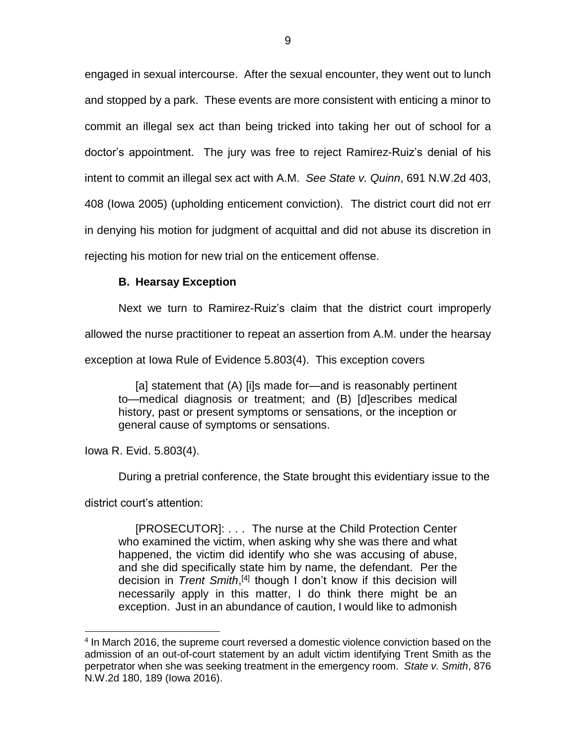engaged in sexual intercourse. After the sexual encounter, they went out to lunch and stopped by a park. These events are more consistent with enticing a minor to commit an illegal sex act than being tricked into taking her out of school for a doctor's appointment. The jury was free to reject Ramirez-Ruiz's denial of his intent to commit an illegal sex act with A.M. *See State v. Quinn*, 691 N.W.2d 403, 408 (Iowa 2005) (upholding enticement conviction). The district court did not err in denying his motion for judgment of acquittal and did not abuse its discretion in rejecting his motion for new trial on the enticement offense.

### B. Hearsay Exception

Next we turn to Ramirez-Ruiz's claim that the district court improperly allowed the nurse practitioner to repeat an assertion from A.M. under the hearsay exception at Iowa Rule of Evidence 5.803(4). This exception covers

> [a] statement that (A) [i]s made for—and is reasonably pertinent to—medical diagnosis or treatment; and (B) [d]escribes medical history, past or present symptoms or sensations, or the inception or general cause of symptoms or sensations.

Iowa R. Evid. 5.803(4).

During a pretrial conference, the State brought this evidentiary issue to the district court's attention:

> [PROSECUTOR]: . . . The nurse at the Child Protection Center who examined the victim, when asking why she was there and what happened, the victim did identify who she was accusing of abuse, and she did specifically state him by name, the defendant. Per the decision in *Trent Smith*,[4] though I don't know if this decision will necessarily apply in this matter, I do think there might be an exception. Just in an abundance of caution, I would like to admonish

[4] In March 2016, the supreme court reversed a domestic violence conviction based on the admission of an out-of-court statement by an adult victim identifying Trent Smith as the perpetrator when she was seeking treatment in the emergency room. *State v. Smith*, 876 N.W.2d 180, 189 (Iowa 2016).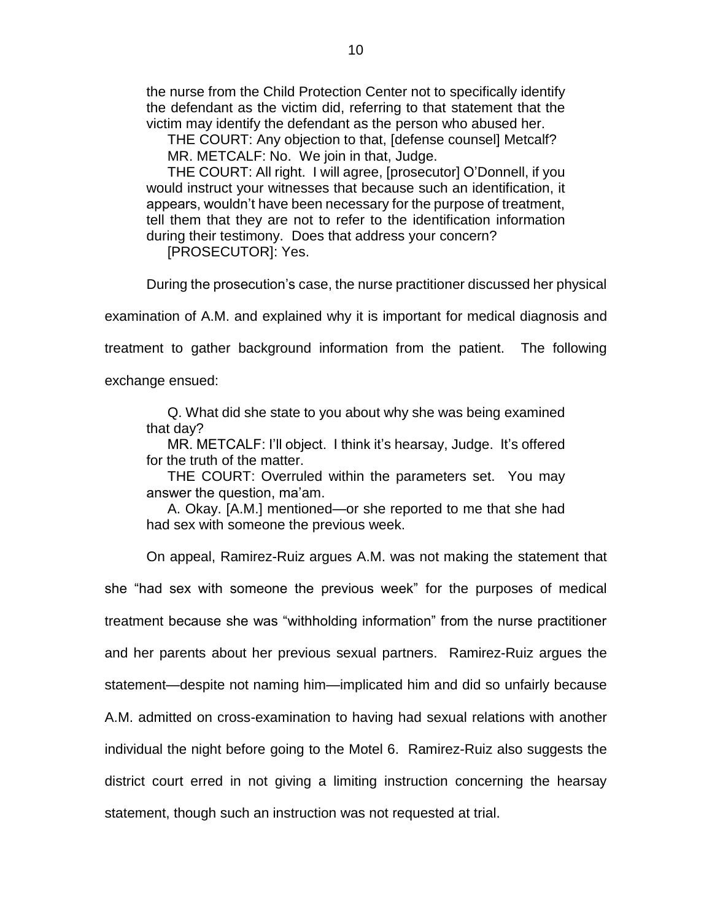the nurse from the Child Protection Center not to specifically identify the defendant as the victim did, referring to that statement that the victim may identify the defendant as the person who abused her.

THE COURT: Any objection to that, [defense counsel] Metcalf?

MR. METCALF: No. We join in that, Judge.

THE COURT: All right. I will agree, [prosecutor] O'Donnell, if you would instruct your witnesses that because such an identification, it appears, wouldn't have been necessary for the purpose of treatment, tell them that they are not to refer to the identification information during their testimony. Does that address your concern?

[PROSECUTOR]: Yes.

During the prosecution's case, the nurse practitioner discussed her physical examination of A.M. and explained why it is important for medical diagnosis and treatment to gather background information from the patient. The following exchange ensued:

Q. What did she state to you about why she was being examined that day?

MR. METCALF: I'll object. I think it's hearsay, Judge. It's offered for the truth of the matter.

THE COURT: Overruled within the parameters set. You may answer the question, ma'am.

A. Okay. [A.M.] mentioned—or she reported to me that she had had sex with someone the previous week.

On appeal, Ramirez-Ruiz argues A.M. was not making the statement that she "had sex with someone the previous week" for the purposes of medical treatment because she was "withholding information" from the nurse practitioner and her parents about her previous sexual partners. Ramirez-Ruiz argues the statement—despite not naming him—implicated him and did so unfairly because A.M. admitted on cross-examination to having had sexual relations with another individual the night before going to the Motel 6. Ramirez-Ruiz also suggests the district court erred in not giving a limiting instruction concerning the hearsay statement, though such an instruction was not requested at trial.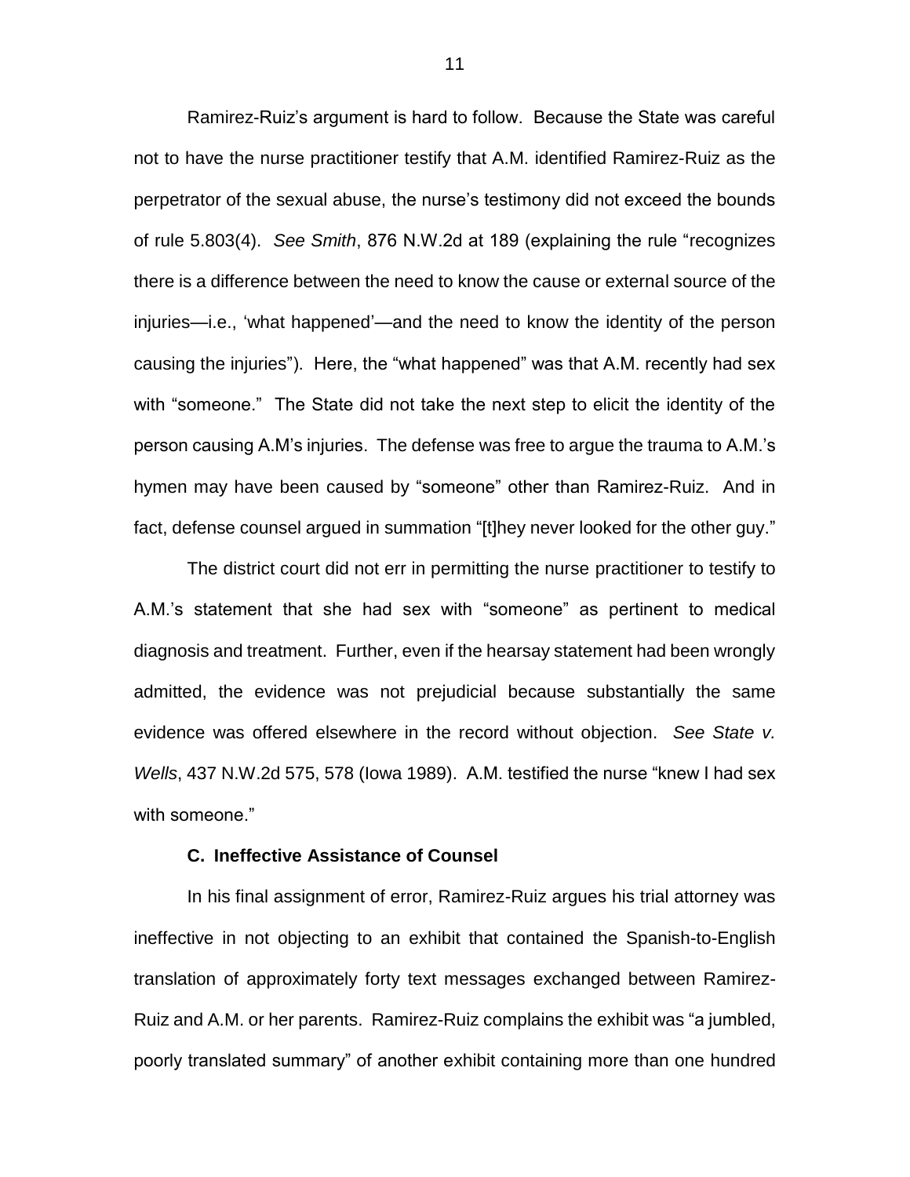Ramirez-Ruiz's argument is hard to follow. Because the State was careful not to have the nurse practitioner testify that A.M. identified Ramirez-Ruiz as the perpetrator of the sexual abuse, the nurse's testimony did not exceed the bounds of rule 5.803(4). *See Smith*, 876 N.W.2d at 189 (explaining the rule "recognizes there is a difference between the need to know the cause or external source of the injuries—i.e., 'what happened'—and the need to know the identity of the person causing the injuries"). Here, the "what happened" was that A.M. recently had sex with "someone." The State did not take the next step to elicit the identity of the person causing A.M's injuries. The defense was free to argue the trauma to A.M.'s hymen may have been caused by "someone" other than Ramirez-Ruiz. And in fact, defense counsel argued in summation "[t]hey never looked for the other guy."

The district court did not err in permitting the nurse practitioner to testify to A.M.'s statement that she had sex with "someone" as pertinent to medical diagnosis and treatment. Further, even if the hearsay statement had been wrongly admitted, the evidence was not prejudicial because substantially the same evidence was offered elsewhere in the record without objection. *See State v. Wells*, 437 N.W.2d 575, 578 (Iowa 1989). A.M. testified the nurse "knew I had sex with someone."

### C. Ineffective Assistance of Counsel

In his final assignment of error, Ramirez-Ruiz argues his trial attorney was ineffective in not objecting to an exhibit that contained the Spanish-to-English translation of approximately forty text messages exchanged between Ramirez-Ruiz and A.M. or her parents. Ramirez-Ruiz complains the exhibit was "a jumbled, poorly translated summary" of another exhibit containing more than one hundred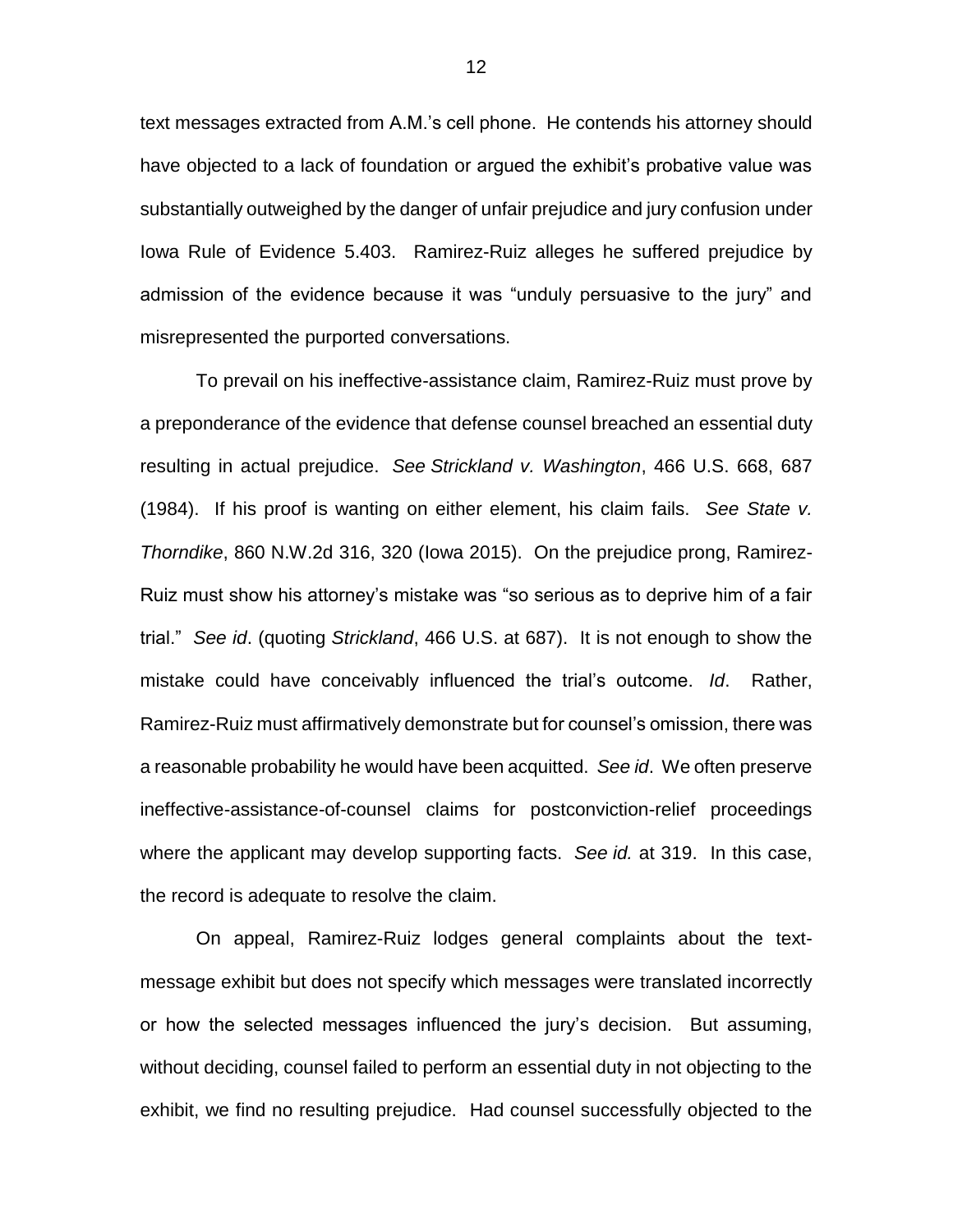text messages extracted from A.M.'s cell phone. He contends his attorney should have objected to a lack of foundation or argued the exhibit's probative value was substantially outweighed by the danger of unfair prejudice and jury confusion under Iowa Rule of Evidence 5.403. Ramirez-Ruiz alleges he suffered prejudice by admission of the evidence because it was "unduly persuasive to the jury" and misrepresented the purported conversations.

To prevail on his ineffective-assistance claim, Ramirez-Ruiz must prove by a preponderance of the evidence that defense counsel breached an essential duty resulting in actual prejudice. *See Strickland v. Washington*, 466 U.S. 668, 687 (1984). If his proof is wanting on either element, his claim fails. *See State v. Thorndike*, 860 N.W.2d 316, 320 (Iowa 2015). On the prejudice prong, Ramirez-Ruiz must show his attorney's mistake was "so serious as to deprive him of a fair trial." *See id*. (quoting *Strickland*, 466 U.S. at 687). It is not enough to show the mistake could have conceivably influenced the trial's outcome. *Id*. Rather, Ramirez-Ruiz must affirmatively demonstrate but for counsel's omission, there was a reasonable probability he would have been acquitted. *See id*. We often preserve ineffective-assistance-of-counsel claims for postconviction-relief proceedings where the applicant may develop supporting facts. *See id.* at 319. In this case, the record is adequate to resolve the claim.

On appeal, Ramirez-Ruiz lodges general complaints about the text-message exhibit but does not specify which messages were translated incorrectly or how the selected messages influenced the jury's decision. But assuming, without deciding, counsel failed to perform an essential duty in not objecting to the exhibit, we find no resulting prejudice. Had counsel successfully objected to the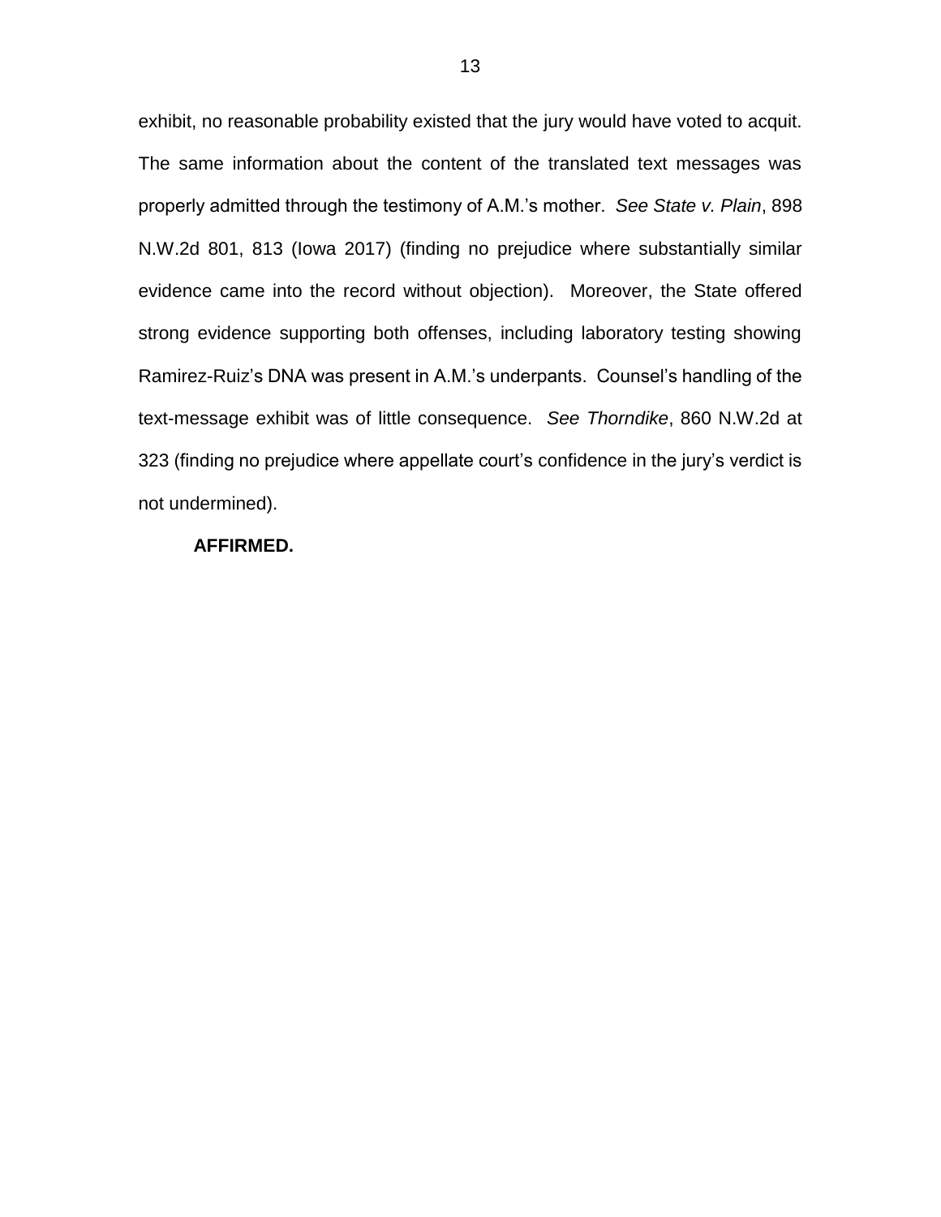exhibit, no reasonable probability existed that the jury would have voted to acquit. The same information about the content of the translated text messages was properly admitted through the testimony of A.M.'s mother. *See State v. Plain*, 898 N.W.2d 801, 813 (Iowa 2017) (finding no prejudice where substantially similar evidence came into the record without objection). Moreover, the State offered strong evidence supporting both offenses, including laboratory testing showing Ramirez-Ruiz's DNA was present in A.M.'s underpants. Counsel's handling of the text-message exhibit was of little consequence. *See Thorndike*, 860 N.W.2d at 323 (finding no prejudice where appellate court's confidence in the jury's verdict is not undermined).

**AFFIRMED.**